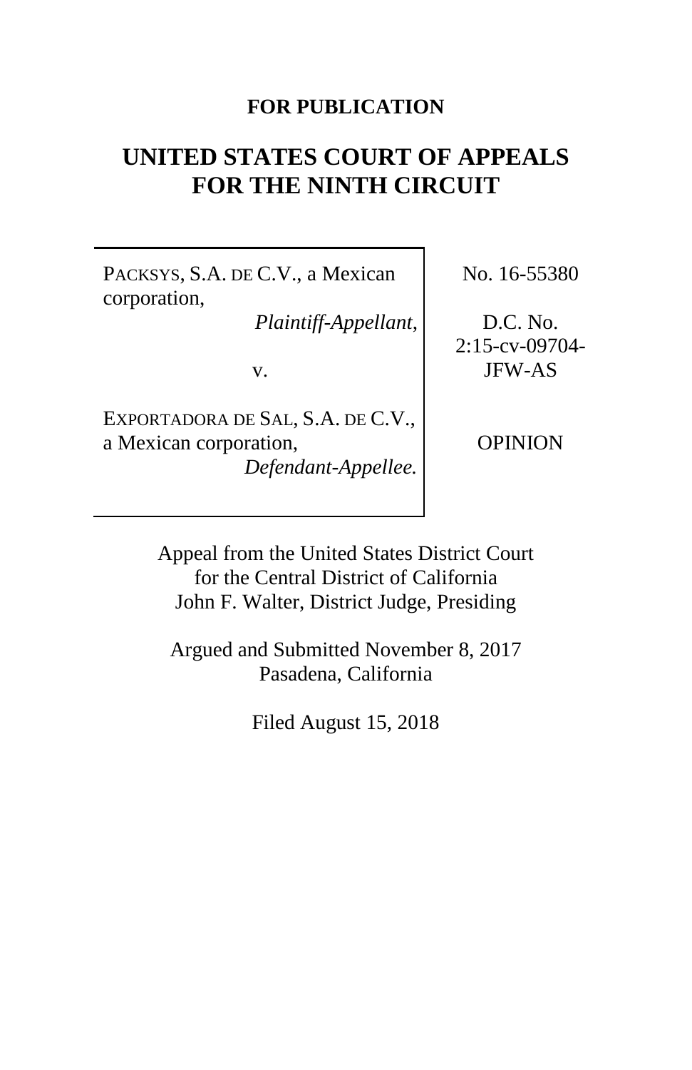**FOR PUBLICATION**

# UNITED STATES COURT OF APPEALS FOR THE NINTH CIRCUIT

| | |
|---|---|
| PACKSYS, S.A. DE C.V., a Mexican corporation,<br>*Plaintiff-Appellant,*<br><br>v.<br><br>EXPORTADORA DE SAL, S.A. DE C.V., a Mexican corporation,<br>*Defendant-Appellee.* | No. 16-55380<br><br>D.C. No. 2:15-cv-09704-JFW-AS<br><br>OPINION |

Appeal from the United States District Court for the Central District of California
John F. Walter, District Judge, Presiding

Argued and Submitted November 8, 2017
Pasadena, California

Filed August 15, 2018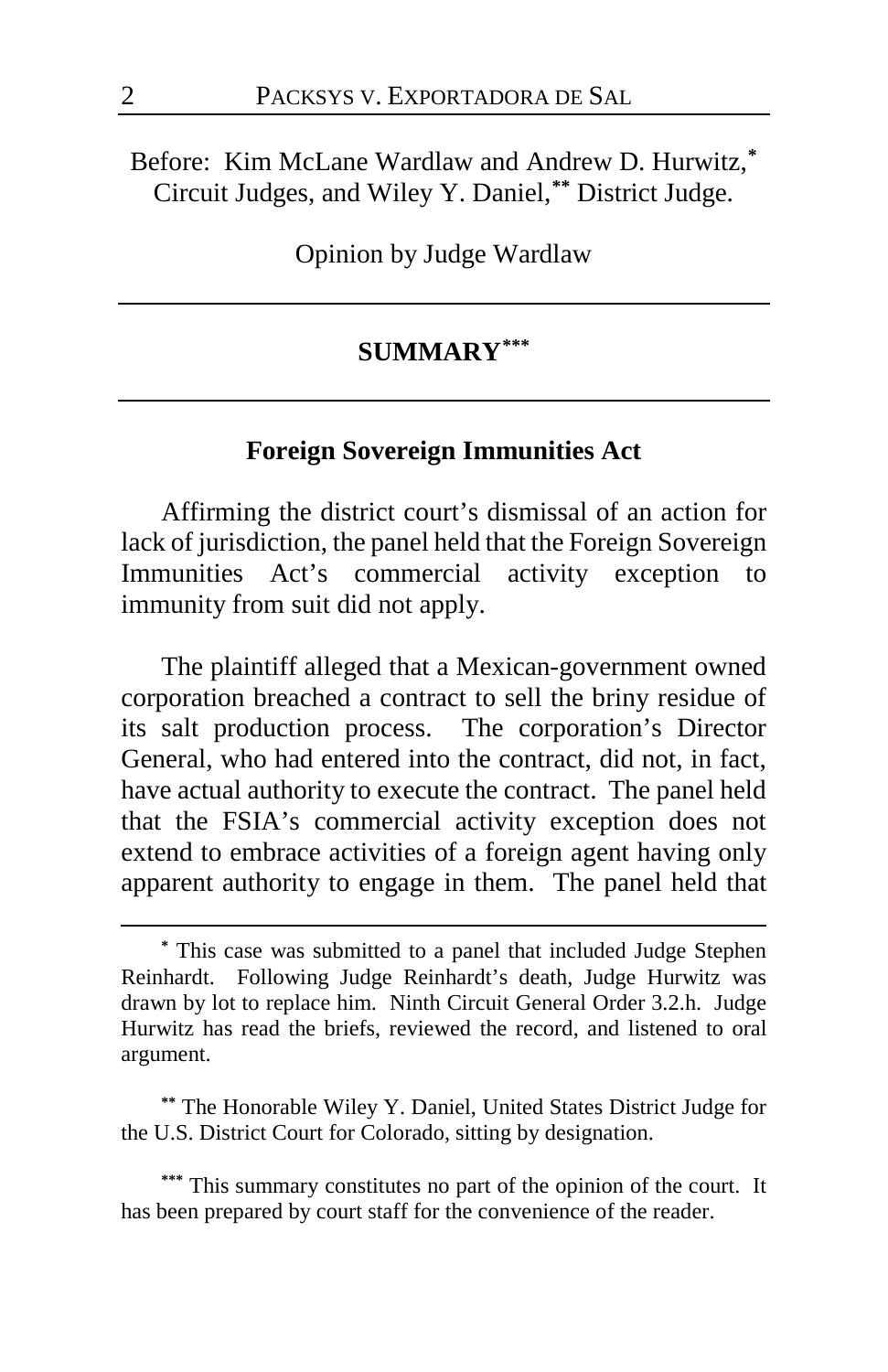Before: Kim McLane Wardlaw and Andrew D. Hurwitz,* Circuit Judges, and Wiley Y. Daniel,** District Judge.

Opinion by Judge Wardlaw

## SUMMARY***

### Foreign Sovereign Immunities Act

Affirming the district court's dismissal of an action for lack of jurisdiction, the panel held that the Foreign Sovereign Immunities Act's commercial activity exception to immunity from suit did not apply.

The plaintiff alleged that a Mexican-government owned corporation breached a contract to sell the briny residue of its salt production process. The corporation's Director General, who had entered into the contract, did not, in fact, have actual authority to execute the contract. The panel held that the FSIA's commercial activity exception does not extend to embrace activities of a foreign agent having only apparent authority to engage in them. The panel held that

---

* This case was submitted to a panel that included Judge Stephen Reinhardt. Following Judge Reinhardt's death, Judge Hurwitz was drawn by lot to replace him. Ninth Circuit General Order 3.2.h. Judge Hurwitz has read the briefs, reviewed the record, and listened to oral argument.

** The Honorable Wiley Y. Daniel, United States District Judge for the U.S. District Court for Colorado, sitting by designation.

*** This summary constitutes no part of the opinion of the court. It has been prepared by court staff for the convenience of the reader.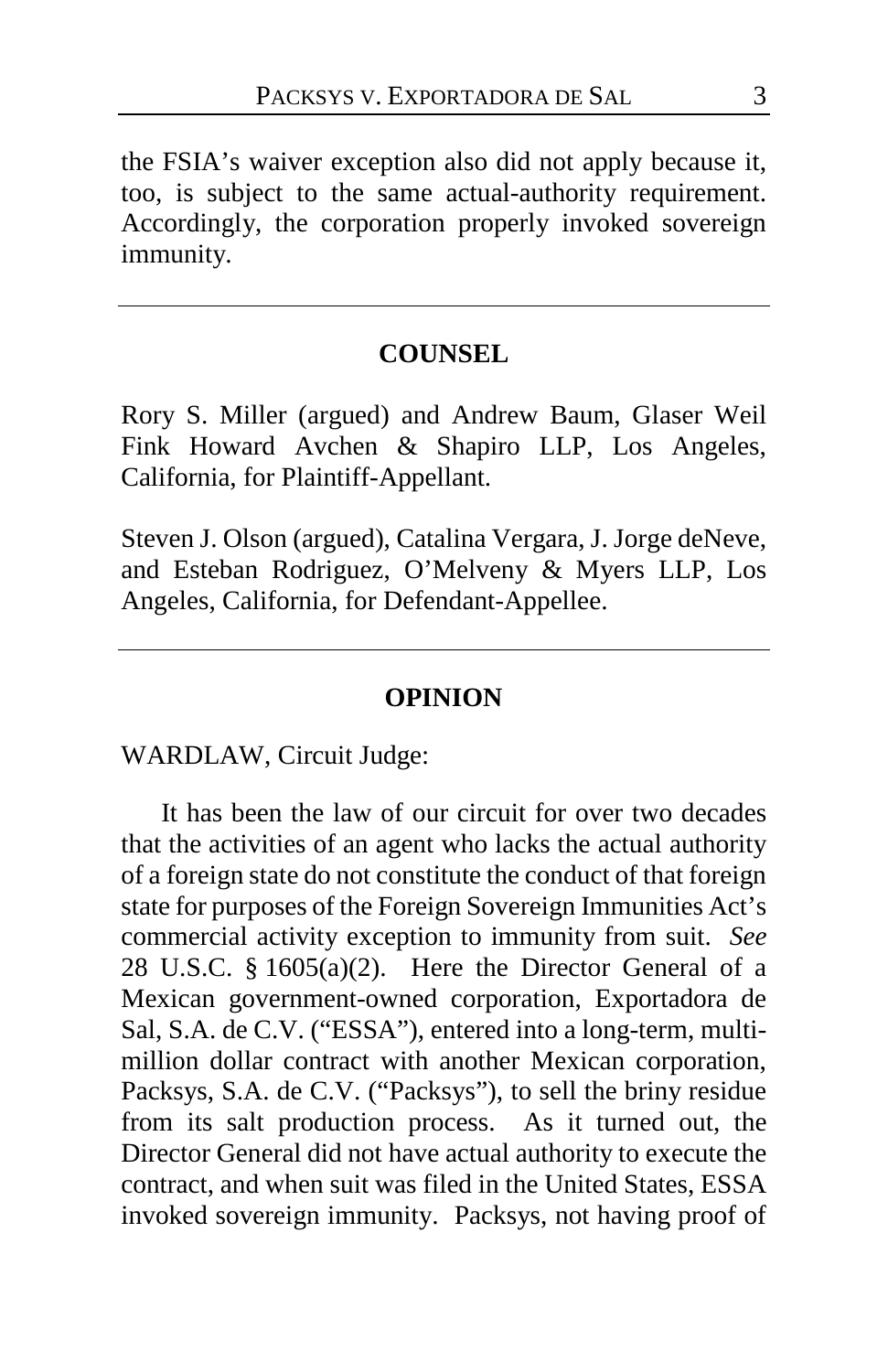the FSIA's waiver exception also did not apply because it, too, is subject to the same actual-authority requirement. Accordingly, the corporation properly invoked sovereign immunity.

---

## COUNSEL

Rory S. Miller (argued) and Andrew Baum, Glaser Weil Fink Howard Avchen & Shapiro LLP, Los Angeles, California, for Plaintiff-Appellant.

Steven J. Olson (argued), Catalina Vergara, J. Jorge deNeve, and Esteban Rodriguez, O'Melveny & Myers LLP, Los Angeles, California, for Defendant-Appellee.

---

## OPINION

WARDLAW, Circuit Judge:

It has been the law of our circuit for over two decades that the activities of an agent who lacks the actual authority of a foreign state do not constitute the conduct of that foreign state for purposes of the Foreign Sovereign Immunities Act's commercial activity exception to immunity from suit. *See* 28 U.S.C. § 1605(a)(2). Here the Director General of a Mexican government-owned corporation, Exportadora de Sal, S.A. de C.V. ("ESSA"), entered into a long-term, multi-million dollar contract with another Mexican corporation, Packsys, S.A. de C.V. ("Packsys"), to sell the briny residue from its salt production process. As it turned out, the Director General did not have actual authority to execute the contract, and when suit was filed in the United States, ESSA invoked sovereign immunity. Packsys, not having proof of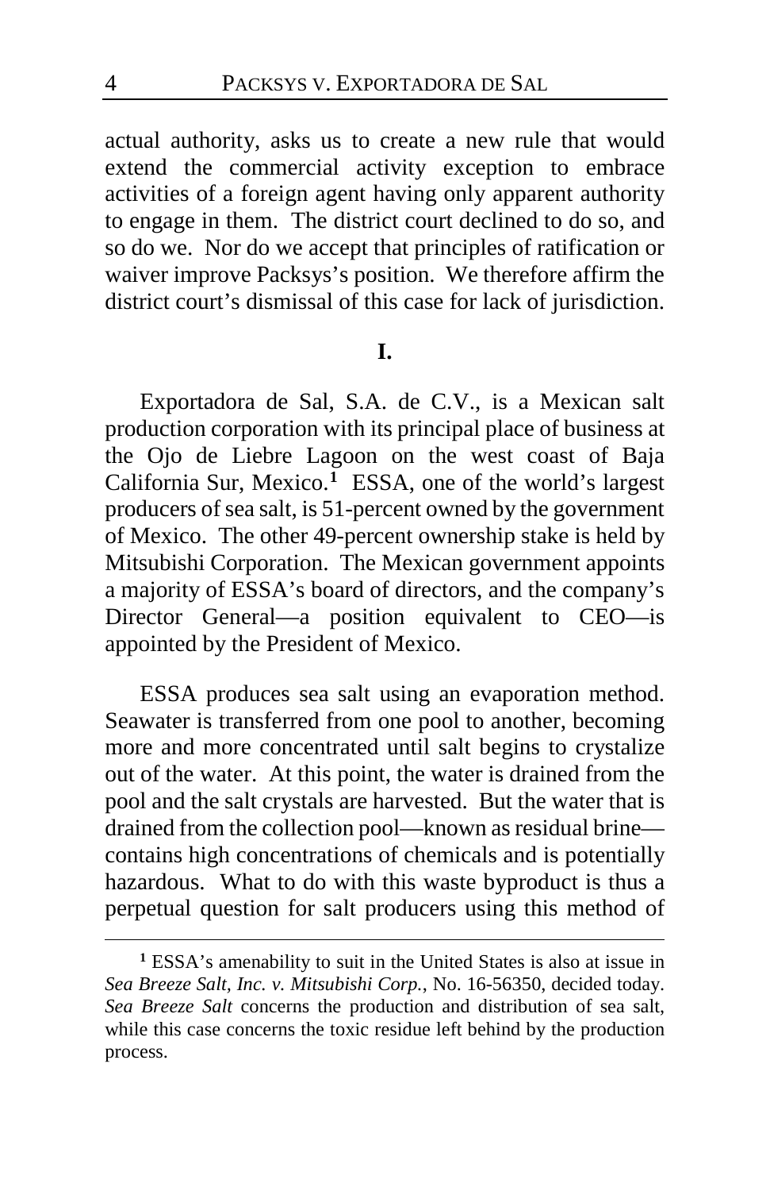actual authority, asks us to create a new rule that would extend the commercial activity exception to embrace activities of a foreign agent having only apparent authority to engage in them. The district court declined to do so, and so do we. Nor do we accept that principles of ratification or waiver improve Packsys's position. We therefore affirm the district court's dismissal of this case for lack of jurisdiction.

## I.

Exportadora de Sal, S.A. de C.V., is a Mexican salt production corporation with its principal place of business at the Ojo de Liebre Lagoon on the west coast of Baja California Sur, Mexico.[1] ESSA, one of the world's largest producers of sea salt, is 51-percent owned by the government of Mexico. The other 49-percent ownership stake is held by Mitsubishi Corporation. The Mexican government appoints a majority of ESSA's board of directors, and the company's Director General—a position equivalent to CEO—is appointed by the President of Mexico.

ESSA produces sea salt using an evaporation method. Seawater is transferred from one pool to another, becoming more and more concentrated until salt begins to crystalize out of the water. At this point, the water is drained from the pool and the salt crystals are harvested. But the water that is drained from the collection pool—known as residual brine—contains high concentrations of chemicals and is potentially hazardous. What to do with this waste byproduct is thus a perpetual question for salt producers using this method of

[1] ESSA's amenability to suit in the United States is also at issue in *Sea Breeze Salt, Inc. v. Mitsubishi Corp.*, No. 16-56350, decided today. *Sea Breeze Salt* concerns the production and distribution of sea salt, while this case concerns the toxic residue left behind by the production process.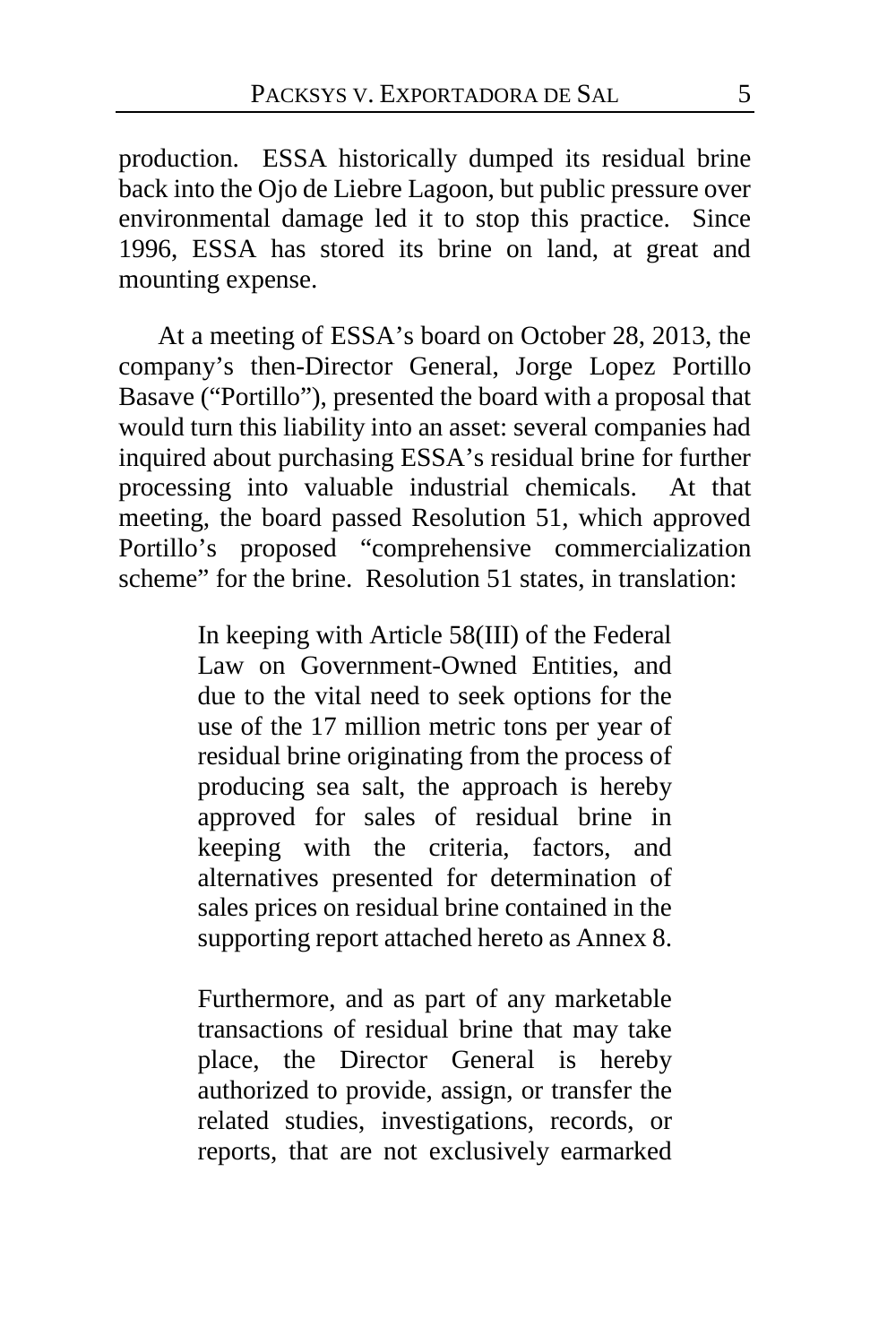production. ESSA historically dumped its residual brine back into the Ojo de Liebre Lagoon, but public pressure over environmental damage led it to stop this practice. Since 1996, ESSA has stored its brine on land, at great and mounting expense.

At a meeting of ESSA's board on October 28, 2013, the company's then-Director General, Jorge Lopez Portillo Basave ("Portillo"), presented the board with a proposal that would turn this liability into an asset: several companies had inquired about purchasing ESSA's residual brine for further processing into valuable industrial chemicals. At that meeting, the board passed Resolution 51, which approved Portillo's proposed "comprehensive commercialization scheme" for the brine. Resolution 51 states, in translation:

> In keeping with Article 58(III) of the Federal Law on Government-Owned Entities, and due to the vital need to seek options for the use of the 17 million metric tons per year of residual brine originating from the process of producing sea salt, the approach is hereby approved for sales of residual brine in keeping with the criteria, factors, and alternatives presented for determination of sales prices on residual brine contained in the supporting report attached hereto as Annex 8.
>
> Furthermore, and as part of any marketable transactions of residual brine that may take place, the Director General is hereby authorized to provide, assign, or transfer the related studies, investigations, records, or reports, that are not exclusively earmarked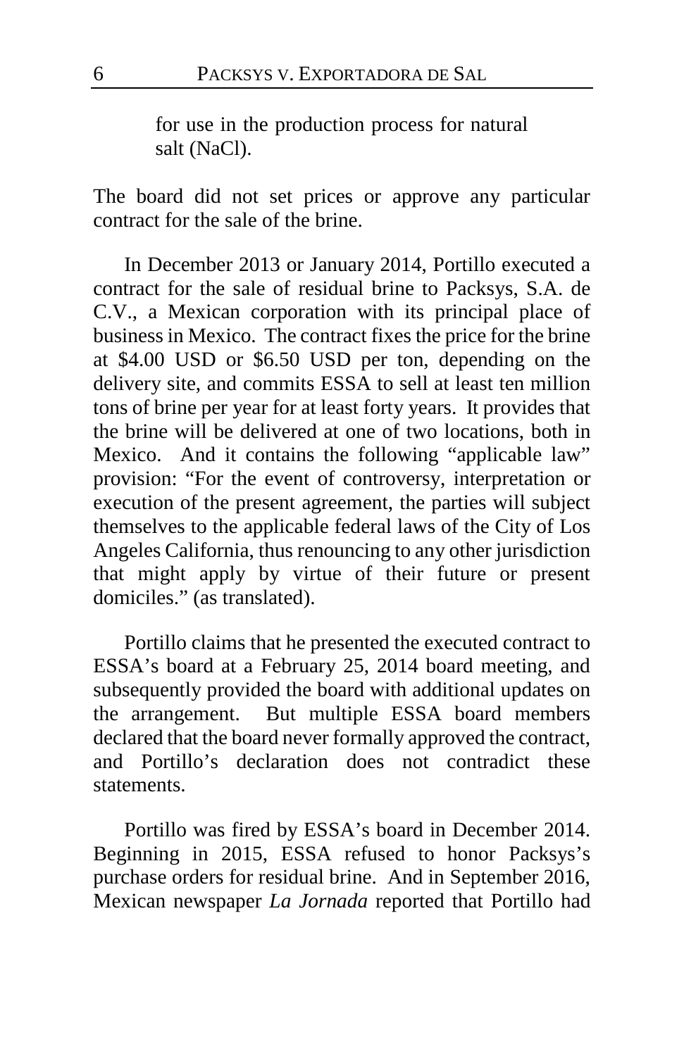> for use in the production process for natural salt (NaCl).

The board did not set prices or approve any particular contract for the sale of the brine.

In December 2013 or January 2014, Portillo executed a contract for the sale of residual brine to Packsys, S.A. de C.V., a Mexican corporation with its principal place of business in Mexico. The contract fixes the price for the brine at $4.00 USD or $6.50 USD per ton, depending on the delivery site, and commits ESSA to sell at least ten million tons of brine per year for at least forty years. It provides that the brine will be delivered at one of two locations, both in Mexico. And it contains the following "applicable law" provision: "For the event of controversy, interpretation or execution of the present agreement, the parties will subject themselves to the applicable federal laws of the City of Los Angeles California, thus renouncing to any other jurisdiction that might apply by virtue of their future or present domiciles." (as translated).

Portillo claims that he presented the executed contract to ESSA's board at a February 25, 2014 board meeting, and subsequently provided the board with additional updates on the arrangement. But multiple ESSA board members declared that the board never formally approved the contract, and Portillo's declaration does not contradict these statements.

Portillo was fired by ESSA's board in December 2014. Beginning in 2015, ESSA refused to honor Packsys's purchase orders for residual brine. And in September 2016, Mexican newspaper *La Jornada* reported that Portillo had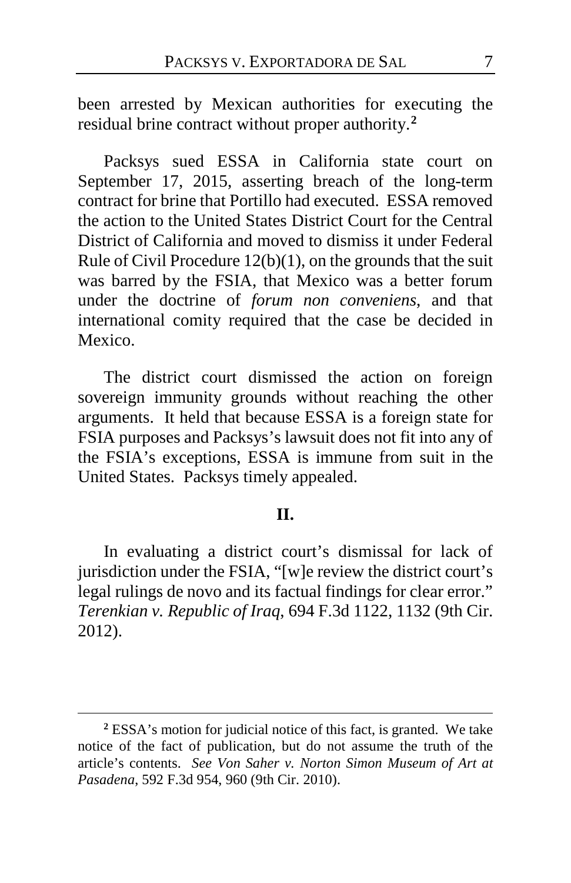been arrested by Mexican authorities for executing the residual brine contract without proper authority.[2]

Packsys sued ESSA in California state court on September 17, 2015, asserting breach of the long-term contract for brine that Portillo had executed. ESSA removed the action to the United States District Court for the Central District of California and moved to dismiss it under Federal Rule of Civil Procedure 12(b)(1), on the grounds that the suit was barred by the FSIA, that Mexico was a better forum under the doctrine of *forum non conveniens*, and that international comity required that the case be decided in Mexico.

The district court dismissed the action on foreign sovereign immunity grounds without reaching the other arguments. It held that because ESSA is a foreign state for FSIA purposes and Packsys's lawsuit does not fit into any of the FSIA's exceptions, ESSA is immune from suit in the United States. Packsys timely appealed.

## II.

In evaluating a district court's dismissal for lack of jurisdiction under the FSIA, "[w]e review the district court's legal rulings de novo and its factual findings for clear error." *Terenkian v. Republic of Iraq*, 694 F.3d 1122, 1132 (9th Cir. 2012).

---

[2] ESSA's motion for judicial notice of this fact, is granted. We take notice of the fact of publication, but do not assume the truth of the article's contents. *See Von Saher v. Norton Simon Museum of Art at Pasadena*, 592 F.3d 954, 960 (9th Cir. 2010).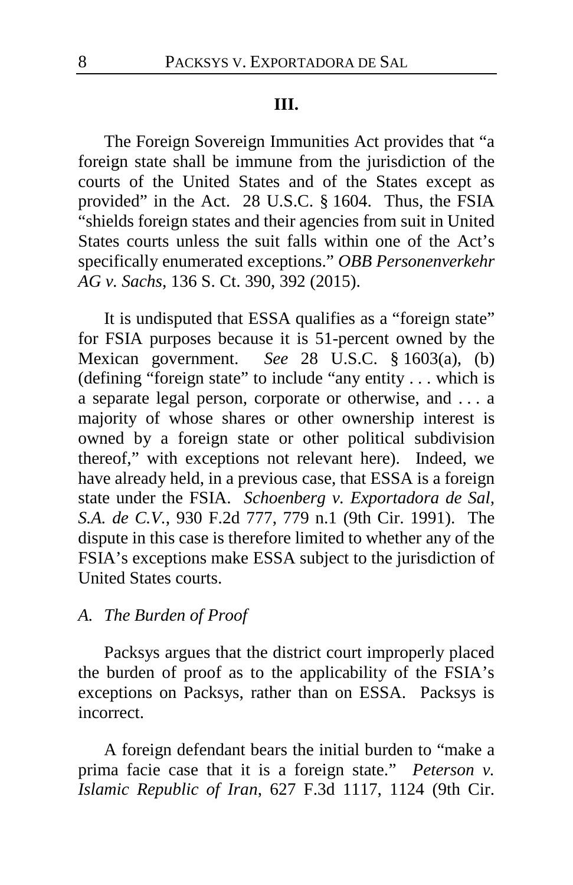## III.

The Foreign Sovereign Immunities Act provides that "a foreign state shall be immune from the jurisdiction of the courts of the United States and of the States except as provided" in the Act. 28 U.S.C. § 1604. Thus, the FSIA "shields foreign states and their agencies from suit in United States courts unless the suit falls within one of the Act's specifically enumerated exceptions." *OBB Personenverkehr AG v. Sachs*, 136 S. Ct. 390, 392 (2015).

It is undisputed that ESSA qualifies as a "foreign state" for FSIA purposes because it is 51-percent owned by the Mexican government. *See* 28 U.S.C. § 1603(a), (b) (defining "foreign state" to include "any entity . . . which is a separate legal person, corporate or otherwise, and . . . a majority of whose shares or other ownership interest is owned by a foreign state or other political subdivision thereof," with exceptions not relevant here). Indeed, we have already held, in a previous case, that ESSA is a foreign state under the FSIA. *Schoenberg v. Exportadora de Sal, S.A. de C.V.*, 930 F.2d 777, 779 n.1 (9th Cir. 1991). The dispute in this case is therefore limited to whether any of the FSIA's exceptions make ESSA subject to the jurisdiction of United States courts.

### *A. The Burden of Proof*

Packsys argues that the district court improperly placed the burden of proof as to the applicability of the FSIA's exceptions on Packsys, rather than on ESSA. Packsys is incorrect.

A foreign defendant bears the initial burden to "make a prima facie case that it is a foreign state." *Peterson v. Islamic Republic of Iran*, 627 F.3d 1117, 1124 (9th Cir.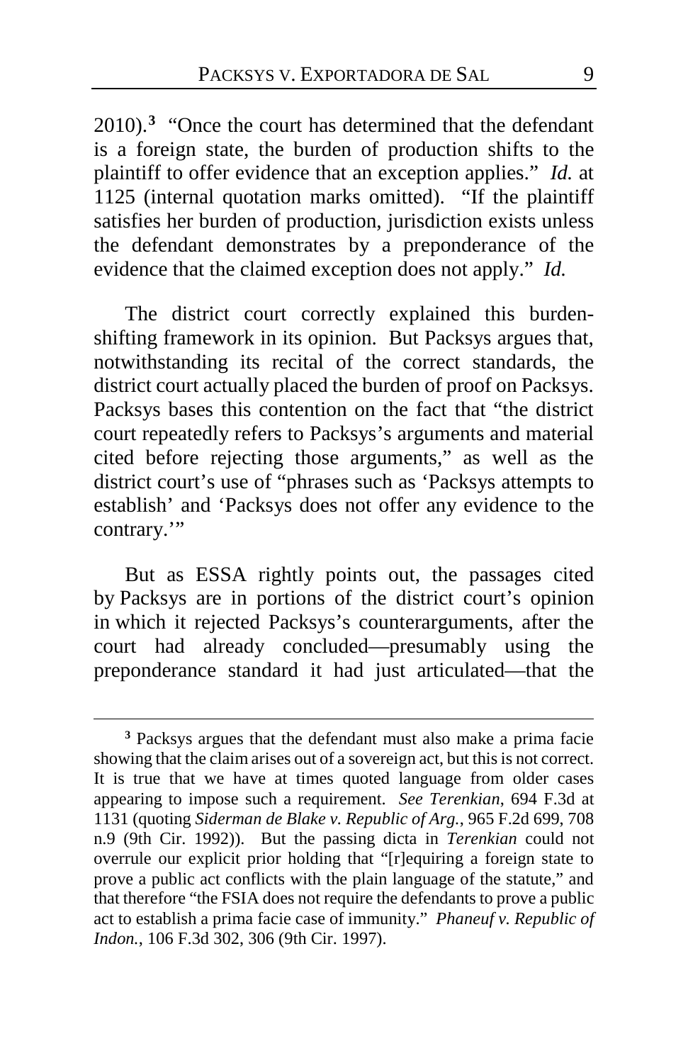2010).[3] "Once the court has determined that the defendant is a foreign state, the burden of production shifts to the plaintiff to offer evidence that an exception applies." *Id.* at 1125 (internal quotation marks omitted). "If the plaintiff satisfies her burden of production, jurisdiction exists unless the defendant demonstrates by a preponderance of the evidence that the claimed exception does not apply." *Id.*

The district court correctly explained this burden-shifting framework in its opinion. But Packsys argues that, notwithstanding its recital of the correct standards, the district court actually placed the burden of proof on Packsys. Packsys bases this contention on the fact that "the district court repeatedly refers to Packsys's arguments and material cited before rejecting those arguments," as well as the district court's use of "phrases such as 'Packsys attempts to establish' and 'Packsys does not offer any evidence to the contrary.'"

But as ESSA rightly points out, the passages cited by Packsys are in portions of the district court's opinion in which it rejected Packsys's counterarguments, after the court had already concluded—presumably using the preponderance standard it had just articulated—that the

---

[3] Packsys argues that the defendant must also make a prima facie showing that the claim arises out of a sovereign act, but this is not correct. It is true that we have at times quoted language from older cases appearing to impose such a requirement. *See Terenkian*, 694 F.3d at 1131 (quoting *Siderman de Blake v. Republic of Arg.*, 965 F.2d 699, 708 n.9 (9th Cir. 1992)). But the passing dicta in *Terenkian* could not overrule our explicit prior holding that "[r]equiring a foreign state to prove a public act conflicts with the plain language of the statute," and that therefore "the FSIA does not require the defendants to prove a public act to establish a prima facie case of immunity." *Phaneuf v. Republic of Indon.*, 106 F.3d 302, 306 (9th Cir. 1997).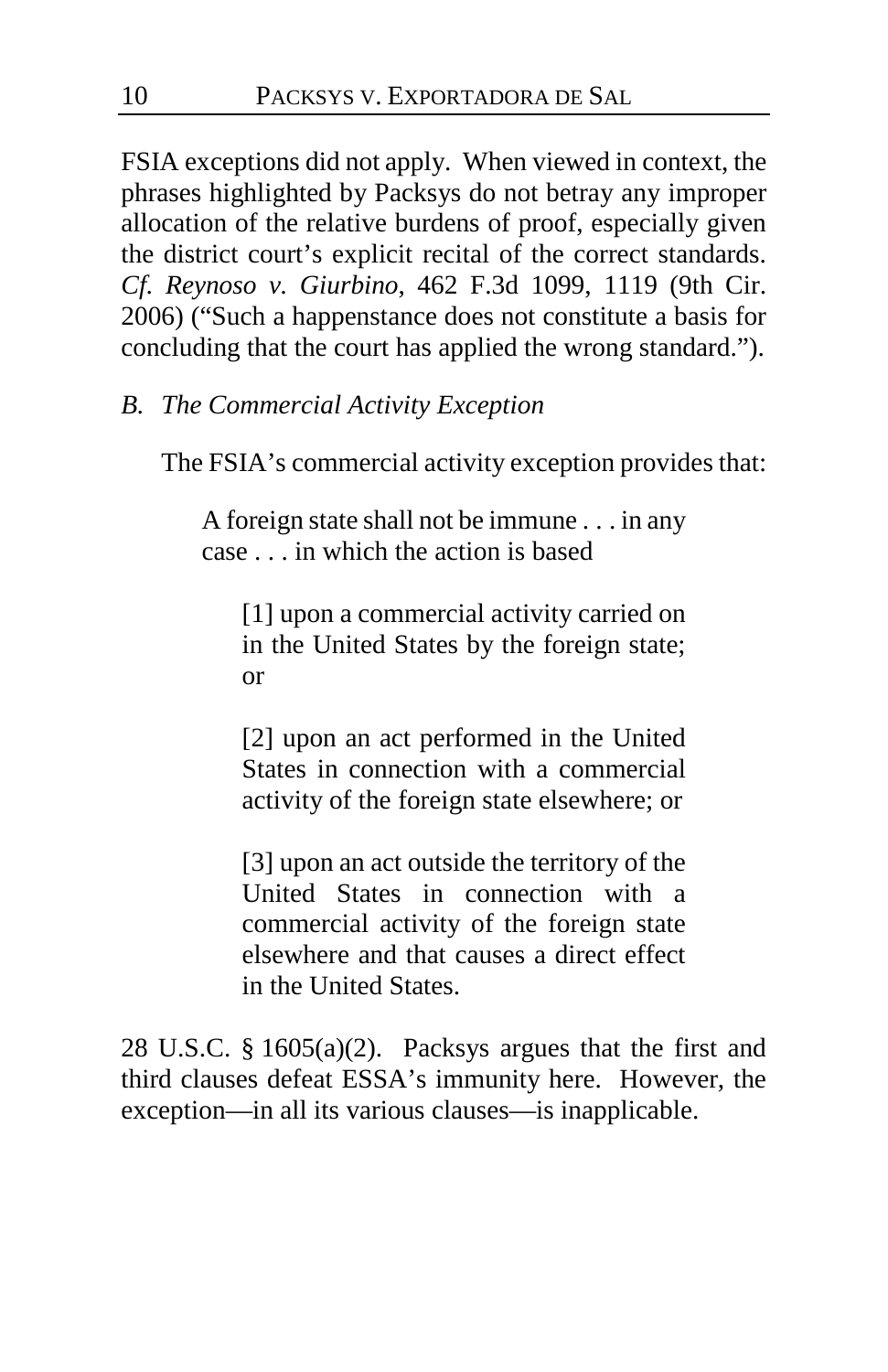FSIA exceptions did not apply. When viewed in context, the phrases highlighted by Packsys do not betray any improper allocation of the relative burdens of proof, especially given the district court's explicit recital of the correct standards. *Cf. Reynoso v. Giurbino*, 462 F.3d 1099, 1119 (9th Cir. 2006) ("Such a happenstance does not constitute a basis for concluding that the court has applied the wrong standard.").

### *B. The Commercial Activity Exception*

The FSIA's commercial activity exception provides that:

> A foreign state shall not be immune . . . in any case . . . in which the action is based
>
> > [1] upon a commercial activity carried on in the United States by the foreign state; or
> >
> > [2] upon an act performed in the United States in connection with a commercial activity of the foreign state elsewhere; or
> >
> > [3] upon an act outside the territory of the United States in connection with a commercial activity of the foreign state elsewhere and that causes a direct effect in the United States.

28 U.S.C. § 1605(a)(2). Packsys argues that the first and third clauses defeat ESSA's immunity here. However, the exception—in all its various clauses—is inapplicable.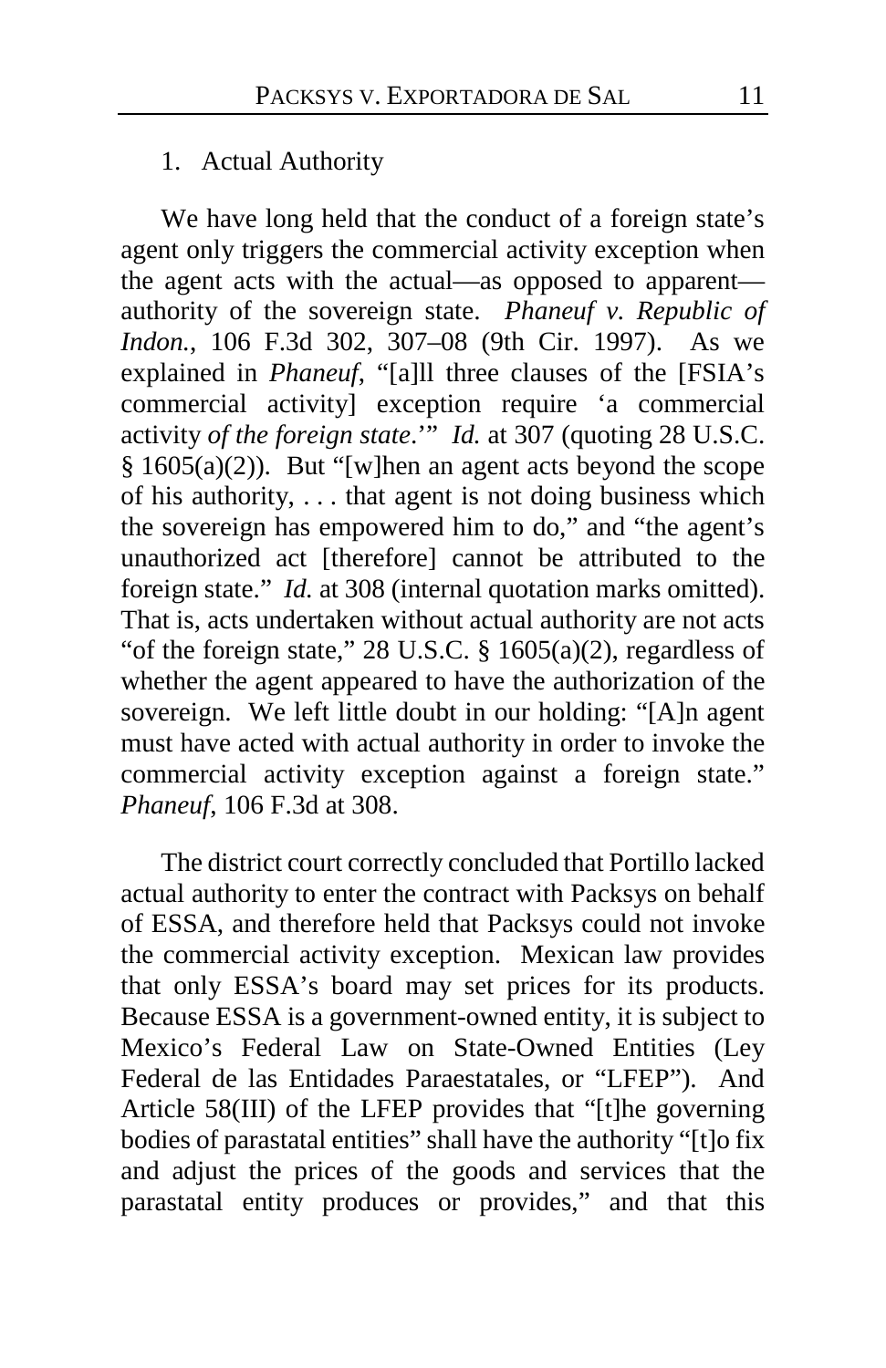1. Actual Authority

We have long held that the conduct of a foreign state's agent only triggers the commercial activity exception when the agent acts with the actual—as opposed to apparent—authority of the sovereign state. *Phaneuf v. Republic of Indon.*, 106 F.3d 302, 307–08 (9th Cir. 1997). As we explained in *Phaneuf*, "[a]ll three clauses of the [FSIA's commercial activity] exception require 'a commercial activity *of the foreign state*.'" *Id.* at 307 (quoting 28 U.S.C. § 1605(a)(2)). But "[w]hen an agent acts beyond the scope of his authority, . . . that agent is not doing business which the sovereign has empowered him to do," and "the agent's unauthorized act [therefore] cannot be attributed to the foreign state." *Id.* at 308 (internal quotation marks omitted). That is, acts undertaken without actual authority are not acts "of the foreign state," 28 U.S.C. § 1605(a)(2), regardless of whether the agent appeared to have the authorization of the sovereign. We left little doubt in our holding: "[A]n agent must have acted with actual authority in order to invoke the commercial activity exception against a foreign state." *Phaneuf*, 106 F.3d at 308.

The district court correctly concluded that Portillo lacked actual authority to enter the contract with Packsys on behalf of ESSA, and therefore held that Packsys could not invoke the commercial activity exception. Mexican law provides that only ESSA's board may set prices for its products. Because ESSA is a government-owned entity, it is subject to Mexico's Federal Law on State-Owned Entities (Ley Federal de las Entidades Paraestatales, or "LFEP"). And Article 58(III) of the LFEP provides that "[t]he governing bodies of parastatal entities" shall have the authority "[t]o fix and adjust the prices of the goods and services that the parastatal entity produces or provides," and that this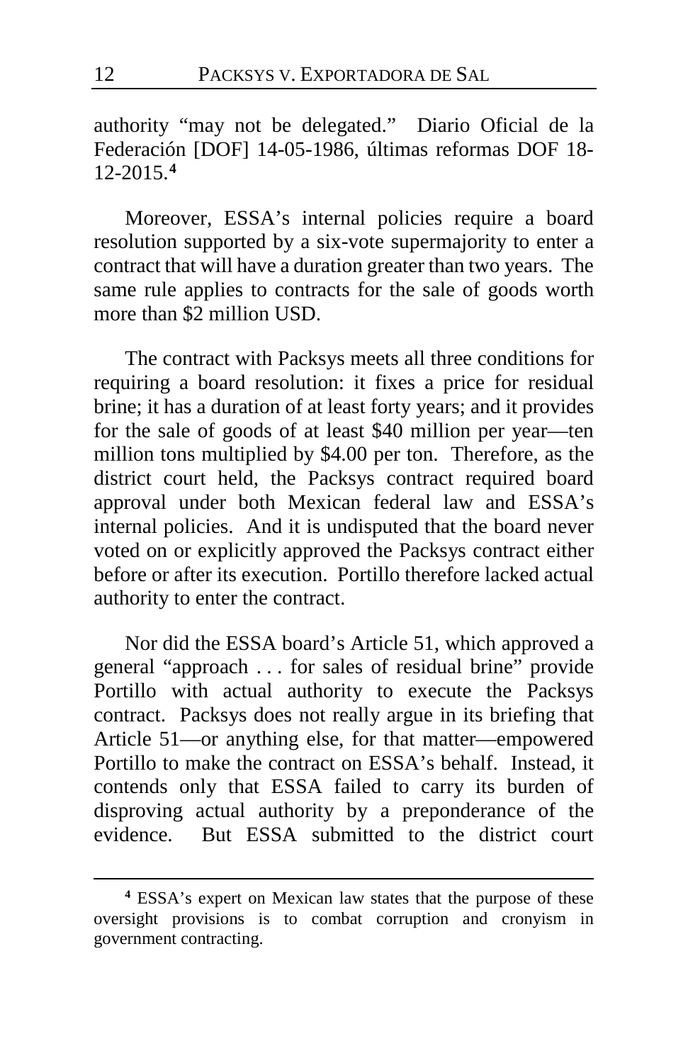authority "may not be delegated." Diario Oficial de la Federación [DOF] 14-05-1986, últimas reformas DOF 18-12-2015.[4]

Moreover, ESSA's internal policies require a board resolution supported by a six-vote supermajority to enter a contract that will have a duration greater than two years. The same rule applies to contracts for the sale of goods worth more than $2 million USD.

The contract with Packsys meets all three conditions for requiring a board resolution: it fixes a price for residual brine; it has a duration of at least forty years; and it provides for the sale of goods of at least $40 million per year—ten million tons multiplied by $4.00 per ton. Therefore, as the district court held, the Packsys contract required board approval under both Mexican federal law and ESSA's internal policies. And it is undisputed that the board never voted on or explicitly approved the Packsys contract either before or after its execution. Portillo therefore lacked actual authority to enter the contract.

Nor did the ESSA board's Article 51, which approved a general "approach . . . for sales of residual brine" provide Portillo with actual authority to execute the Packsys contract. Packsys does not really argue in its briefing that Article 51—or anything else, for that matter—empowered Portillo to make the contract on ESSA's behalf. Instead, it contends only that ESSA failed to carry its burden of disproving actual authority by a preponderance of the evidence. But ESSA submitted to the district court

[4] ESSA's expert on Mexican law states that the purpose of these oversight provisions is to combat corruption and cronyism in government contracting.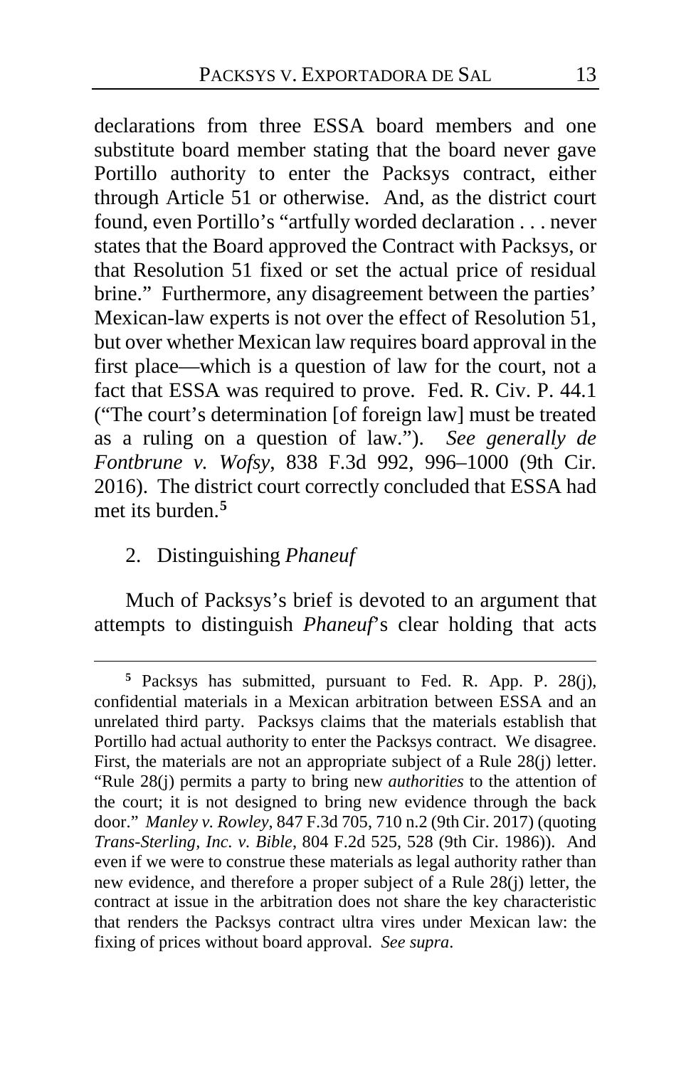declarations from three ESSA board members and one substitute board member stating that the board never gave Portillo authority to enter the Packsys contract, either through Article 51 or otherwise. And, as the district court found, even Portillo's "artfully worded declaration . . . never states that the Board approved the Contract with Packsys, or that Resolution 51 fixed or set the actual price of residual brine." Furthermore, any disagreement between the parties' Mexican-law experts is not over the effect of Resolution 51, but over whether Mexican law requires board approval in the first place—which is a question of law for the court, not a fact that ESSA was required to prove. Fed. R. Civ. P. 44.1 ("The court's determination [of foreign law] must be treated as a ruling on a question of law."). *See generally de Fontbrune v. Wofsy*, 838 F.3d 992, 996–1000 (9th Cir. 2016). The district court correctly concluded that ESSA had met its burden.[5]

2. Distinguishing *Phaneuf*

Much of Packsys's brief is devoted to an argument that attempts to distinguish *Phaneuf*'s clear holding that acts

---

[5] Packsys has submitted, pursuant to Fed. R. App. P. 28(j), confidential materials in a Mexican arbitration between ESSA and an unrelated third party. Packsys claims that the materials establish that Portillo had actual authority to enter the Packsys contract. We disagree. First, the materials are not an appropriate subject of a Rule 28(j) letter. "Rule 28(j) permits a party to bring new *authorities* to the attention of the court; it is not designed to bring new evidence through the back door." *Manley v. Rowley*, 847 F.3d 705, 710 n.2 (9th Cir. 2017) (quoting *Trans-Sterling, Inc. v. Bible*, 804 F.2d 525, 528 (9th Cir. 1986)). And even if we were to construe these materials as legal authority rather than new evidence, and therefore a proper subject of a Rule 28(j) letter, the contract at issue in the arbitration does not share the key characteristic that renders the Packsys contract ultra vires under Mexican law: the fixing of prices without board approval. *See supra*.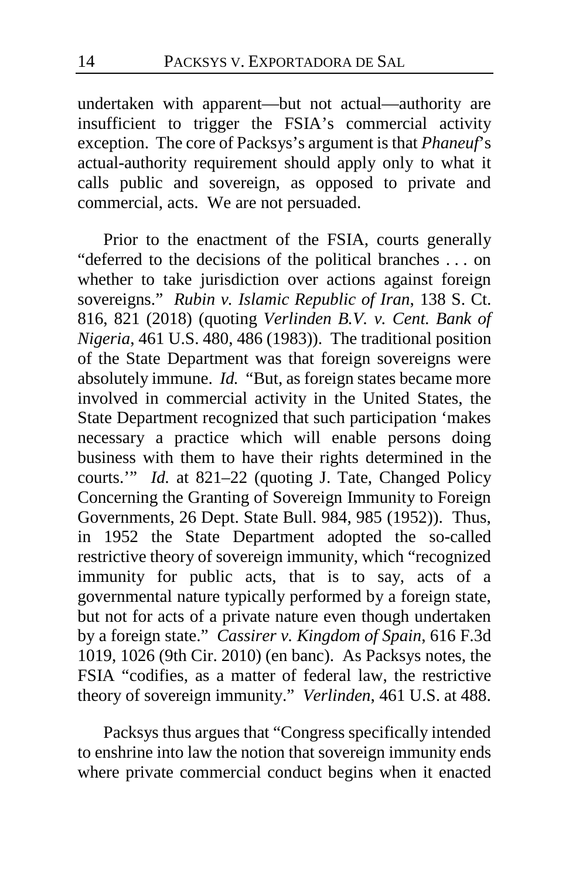undertaken with apparent—but not actual—authority are insufficient to trigger the FSIA's commercial activity exception. The core of Packsys's argument is that *Phaneuf*'s actual-authority requirement should apply only to what it calls public and sovereign, as opposed to private and commercial, acts. We are not persuaded.

Prior to the enactment of the FSIA, courts generally "deferred to the decisions of the political branches . . . on whether to take jurisdiction over actions against foreign sovereigns." *Rubin v. Islamic Republic of Iran*, 138 S. Ct. 816, 821 (2018) (quoting *Verlinden B.V. v. Cent. Bank of Nigeria*, 461 U.S. 480, 486 (1983)). The traditional position of the State Department was that foreign sovereigns were absolutely immune. *Id.* "But, as foreign states became more involved in commercial activity in the United States, the State Department recognized that such participation 'makes necessary a practice which will enable persons doing business with them to have their rights determined in the courts.'" *Id.* at 821–22 (quoting J. Tate, Changed Policy Concerning the Granting of Sovereign Immunity to Foreign Governments, 26 Dept. State Bull. 984, 985 (1952)). Thus, in 1952 the State Department adopted the so-called restrictive theory of sovereign immunity, which "recognized immunity for public acts, that is to say, acts of a governmental nature typically performed by a foreign state, but not for acts of a private nature even though undertaken by a foreign state." *Cassirer v. Kingdom of Spain*, 616 F.3d 1019, 1026 (9th Cir. 2010) (en banc). As Packsys notes, the FSIA "codifies, as a matter of federal law, the restrictive theory of sovereign immunity." *Verlinden*, 461 U.S. at 488.

Packsys thus argues that "Congress specifically intended to enshrine into law the notion that sovereign immunity ends where private commercial conduct begins when it enacted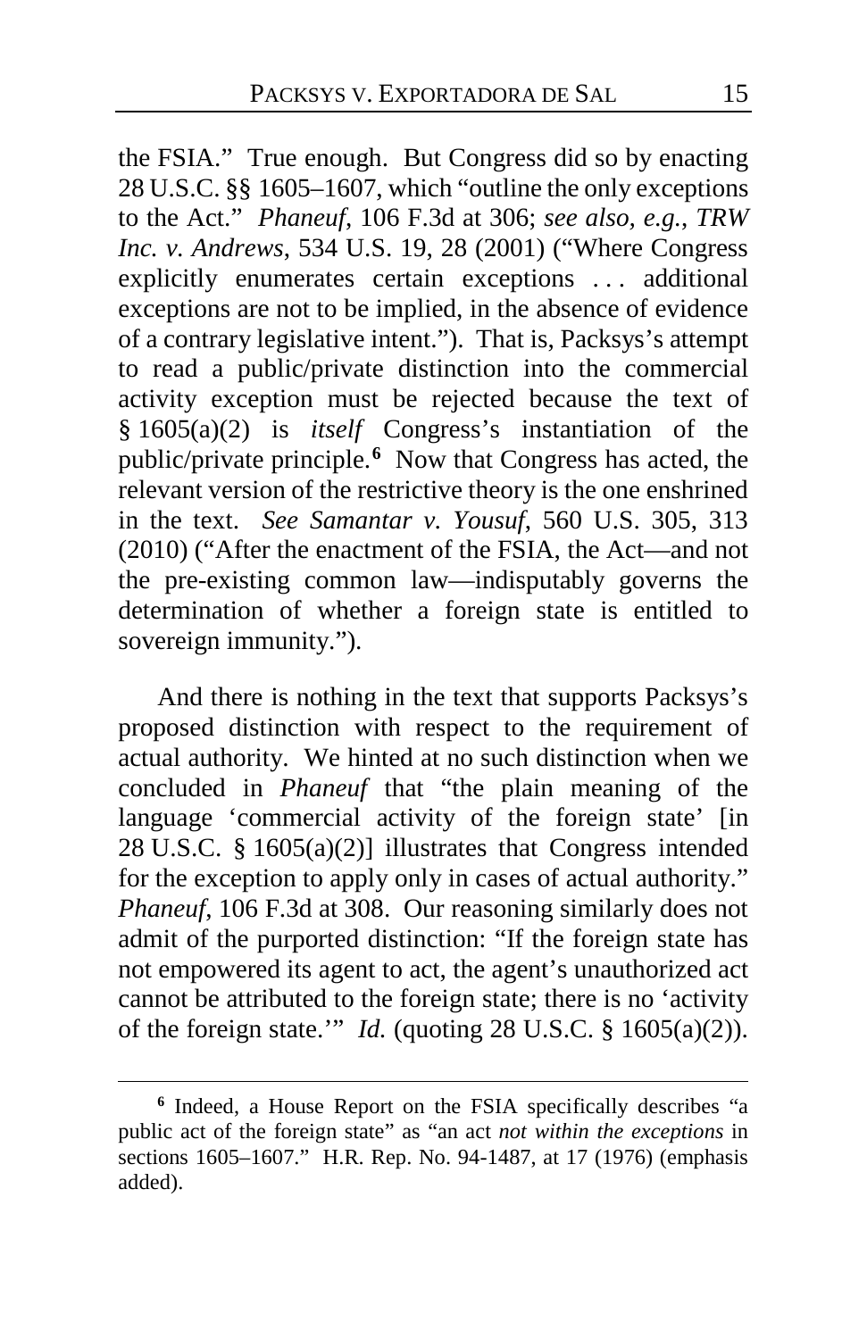the FSIA." True enough. But Congress did so by enacting 28 U.S.C. §§ 1605–1607, which "outline the only exceptions to the Act." *Phaneuf*, 106 F.3d at 306; *see also, e.g.*, *TRW Inc. v. Andrews*, 534 U.S. 19, 28 (2001) ("Where Congress explicitly enumerates certain exceptions . . . additional exceptions are not to be implied, in the absence of evidence of a contrary legislative intent."). That is, Packsys's attempt to read a public/private distinction into the commercial activity exception must be rejected because the text of § 1605(a)(2) is *itself* Congress's instantiation of the public/private principle.[6] Now that Congress has acted, the relevant version of the restrictive theory is the one enshrined in the text. *See Samantar v. Yousuf*, 560 U.S. 305, 313 (2010) ("After the enactment of the FSIA, the Act—and not the pre-existing common law—indisputably governs the determination of whether a foreign state is entitled to sovereign immunity.").

And there is nothing in the text that supports Packsys's proposed distinction with respect to the requirement of actual authority. We hinted at no such distinction when we concluded in *Phaneuf* that "the plain meaning of the language 'commercial activity of the foreign state' [in 28 U.S.C. § 1605(a)(2)] illustrates that Congress intended for the exception to apply only in cases of actual authority." *Phaneuf*, 106 F.3d at 308. Our reasoning similarly does not admit of the purported distinction: "If the foreign state has not empowered its agent to act, the agent's unauthorized act cannot be attributed to the foreign state; there is no 'activity of the foreign state.'" *Id.* (quoting 28 U.S.C. § 1605(a)(2)).

---

[6] Indeed, a House Report on the FSIA specifically describes "a public act of the foreign state" as "an act *not within the exceptions* in sections 1605–1607." H.R. Rep. No. 94-1487, at 17 (1976) (emphasis added).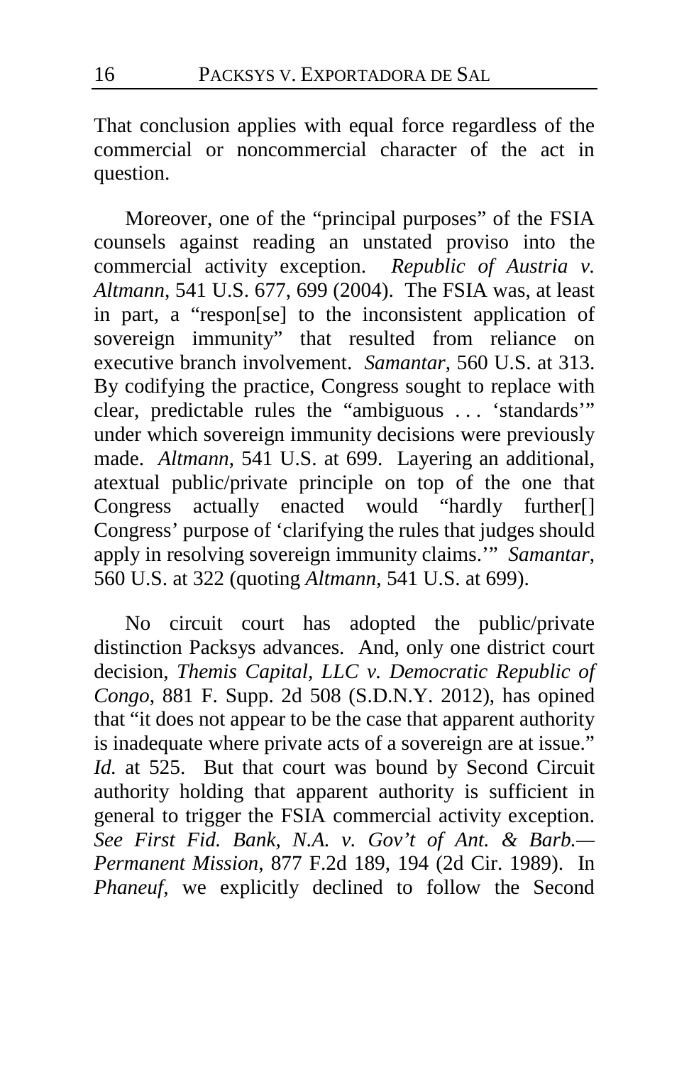That conclusion applies with equal force regardless of the commercial or noncommercial character of the act in question.

Moreover, one of the "principal purposes" of the FSIA counsels against reading an unstated proviso into the commercial activity exception. *Republic of Austria v. Altmann*, 541 U.S. 677, 699 (2004). The FSIA was, at least in part, a "respon[se] to the inconsistent application of sovereign immunity" that resulted from reliance on executive branch involvement. *Samantar*, 560 U.S. at 313. By codifying the practice, Congress sought to replace with clear, predictable rules the "ambiguous . . . 'standards'" under which sovereign immunity decisions were previously made. *Altmann*, 541 U.S. at 699. Layering an additional, atextual public/private principle on top of the one that Congress actually enacted would "hardly further[] Congress' purpose of 'clarifying the rules that judges should apply in resolving sovereign immunity claims.'" *Samantar*, 560 U.S. at 322 (quoting *Altmann*, 541 U.S. at 699).

No circuit court has adopted the public/private distinction Packsys advances. And, only one district court decision, *Themis Capital, LLC v. Democratic Republic of Congo*, 881 F. Supp. 2d 508 (S.D.N.Y. 2012), has opined that "it does not appear to be the case that apparent authority is inadequate where private acts of a sovereign are at issue." *Id.* at 525. But that court was bound by Second Circuit authority holding that apparent authority is sufficient in general to trigger the FSIA commercial activity exception. *See First Fid. Bank, N.A. v. Gov't of Ant. & Barb.—Permanent Mission*, 877 F.2d 189, 194 (2d Cir. 1989). In *Phaneuf*, we explicitly declined to follow the Second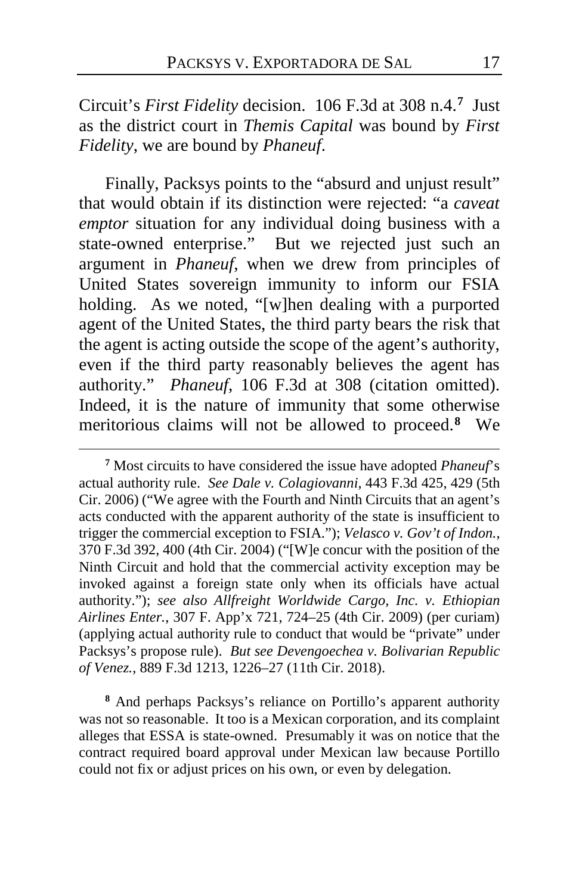Circuit's *First Fidelity* decision. 106 F.3d at 308 n.4.[7] Just as the district court in *Themis Capital* was bound by *First Fidelity*, we are bound by *Phaneuf*.

Finally, Packsys points to the "absurd and unjust result" that would obtain if its distinction were rejected: "a *caveat emptor* situation for any individual doing business with a state-owned enterprise." But we rejected just such an argument in *Phaneuf*, when we drew from principles of United States sovereign immunity to inform our FSIA holding. As we noted, "[w]hen dealing with a purported agent of the United States, the third party bears the risk that the agent is acting outside the scope of the agent's authority, even if the third party reasonably believes the agent has authority." *Phaneuf*, 106 F.3d at 308 (citation omitted). Indeed, it is the nature of immunity that some otherwise meritorious claims will not be allowed to proceed.[8] We

[7] Most circuits to have considered the issue have adopted *Phaneuf*'s actual authority rule. *See Dale v. Colagiovanni*, 443 F.3d 425, 429 (5th Cir. 2006) ("We agree with the Fourth and Ninth Circuits that an agent's acts conducted with the apparent authority of the state is insufficient to trigger the commercial exception to FSIA."); *Velasco v. Gov't of Indon.*, 370 F.3d 392, 400 (4th Cir. 2004) ("[W]e concur with the position of the Ninth Circuit and hold that the commercial activity exception may be invoked against a foreign state only when its officials have actual authority."); *see also Allfreight Worldwide Cargo, Inc. v. Ethiopian Airlines Enter.*, 307 F. App'x 721, 724–25 (4th Cir. 2009) (per curiam) (applying actual authority rule to conduct that would be "private" under Packsys's propose rule). *But see Devengoechea v. Bolivarian Republic of Venez.*, 889 F.3d 1213, 1226–27 (11th Cir. 2018).

[8] And perhaps Packsys's reliance on Portillo's apparent authority was not so reasonable. It too is a Mexican corporation, and its complaint alleges that ESSA is state-owned. Presumably it was on notice that the contract required board approval under Mexican law because Portillo could not fix or adjust prices on his own, or even by delegation.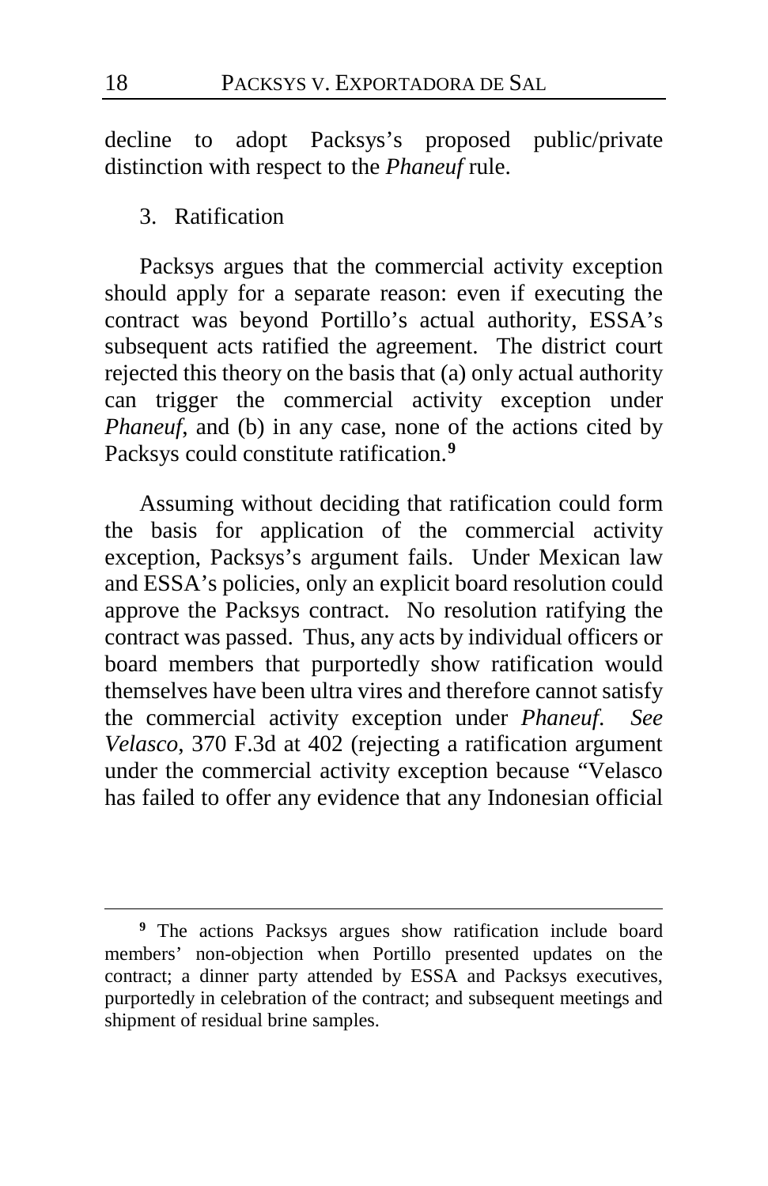decline to adopt Packsys's proposed public/private distinction with respect to the *Phaneuf* rule.

3. Ratification

Packsys argues that the commercial activity exception should apply for a separate reason: even if executing the contract was beyond Portillo's actual authority, ESSA's subsequent acts ratified the agreement. The district court rejected this theory on the basis that (a) only actual authority can trigger the commercial activity exception under *Phaneuf*, and (b) in any case, none of the actions cited by Packsys could constitute ratification.[9]

Assuming without deciding that ratification could form the basis for application of the commercial activity exception, Packsys's argument fails. Under Mexican law and ESSA's policies, only an explicit board resolution could approve the Packsys contract. No resolution ratifying the contract was passed. Thus, any acts by individual officers or board members that purportedly show ratification would themselves have been ultra vires and therefore cannot satisfy the commercial activity exception under *Phaneuf*. *See Velasco*, 370 F.3d at 402 (rejecting a ratification argument under the commercial activity exception because "Velasco has failed to offer any evidence that any Indonesian official

[9] The actions Packsys argues show ratification include board members' non-objection when Portillo presented updates on the contract; a dinner party attended by ESSA and Packsys executives, purportedly in celebration of the contract; and subsequent meetings and shipment of residual brine samples.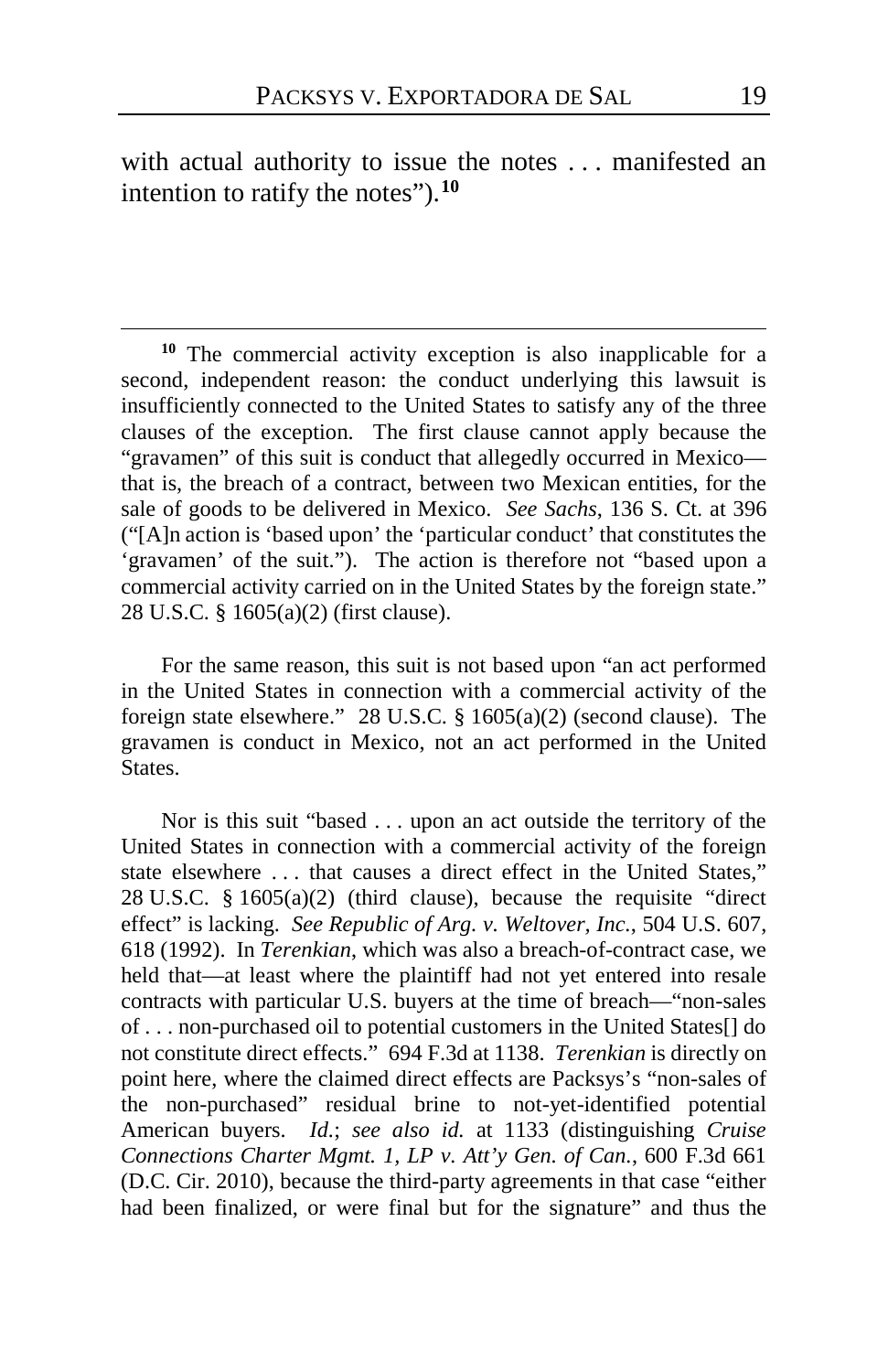with actual authority to issue the notes . . . manifested an intention to ratify the notes").[10]

---

[10] The commercial activity exception is also inapplicable for a second, independent reason: the conduct underlying this lawsuit is insufficiently connected to the United States to satisfy any of the three clauses of the exception. The first clause cannot apply because the "gravamen" of this suit is conduct that allegedly occurred in Mexico—that is, the breach of a contract, between two Mexican entities, for the sale of goods to be delivered in Mexico. *See Sachs*, 136 S. Ct. at 396 ("[A]n action is 'based upon' the 'particular conduct' that constitutes the 'gravamen' of the suit."). The action is therefore not "based upon a commercial activity carried on in the United States by the foreign state." 28 U.S.C. § 1605(a)(2) (first clause).

For the same reason, this suit is not based upon "an act performed in the United States in connection with a commercial activity of the foreign state elsewhere." 28 U.S.C. § 1605(a)(2) (second clause). The gravamen is conduct in Mexico, not an act performed in the United States.

Nor is this suit "based . . . upon an act outside the territory of the United States in connection with a commercial activity of the foreign state elsewhere . . . that causes a direct effect in the United States," 28 U.S.C. § 1605(a)(2) (third clause), because the requisite "direct effect" is lacking. *See Republic of Arg. v. Weltover, Inc.*, 504 U.S. 607, 618 (1992). In *Terenkian*, which was also a breach-of-contract case, we held that—at least where the plaintiff had not yet entered into resale contracts with particular U.S. buyers at the time of breach—"non-sales of . . . non-purchased oil to potential customers in the United States[] do not constitute direct effects." 694 F.3d at 1138. *Terenkian* is directly on point here, where the claimed direct effects are Packsys's "non-sales of the non-purchased" residual brine to not-yet-identified potential American buyers. *Id.*; *see also id.* at 1133 (distinguishing *Cruise Connections Charter Mgmt. 1, LP v. Att'y Gen. of Can.*, 600 F.3d 661 (D.C. Cir. 2010), because the third-party agreements in that case "either had been finalized, or were final but for the signature" and thus the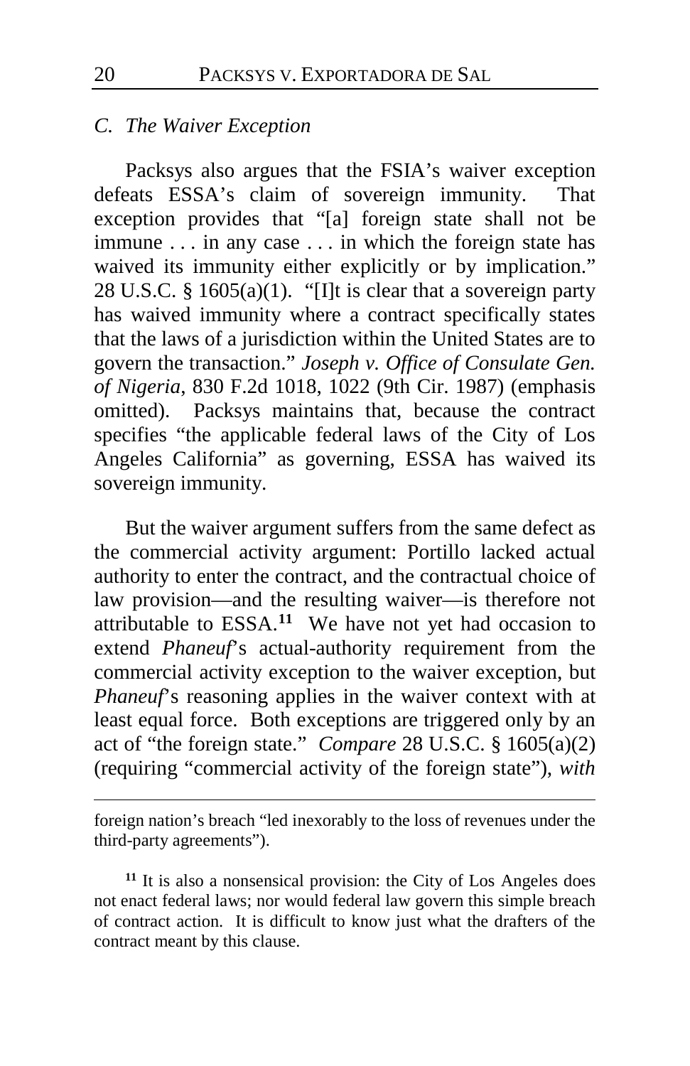### *C. The Waiver Exception*

Packsys also argues that the FSIA's waiver exception defeats ESSA's claim of sovereign immunity. That exception provides that "[a] foreign state shall not be immune . . . in any case . . . in which the foreign state has waived its immunity either explicitly or by implication." 28 U.S.C. § 1605(a)(1). "[I]t is clear that a sovereign party has waived immunity where a contract specifically states that the laws of a jurisdiction within the United States are to govern the transaction." *Joseph v. Office of Consulate Gen. of Nigeria*, 830 F.2d 1018, 1022 (9th Cir. 1987) (emphasis omitted). Packsys maintains that, because the contract specifies "the applicable federal laws of the City of Los Angeles California" as governing, ESSA has waived its sovereign immunity.

But the waiver argument suffers from the same defect as the commercial activity argument: Portillo lacked actual authority to enter the contract, and the contractual choice of law provision—and the resulting waiver—is therefore not attributable to ESSA.[11] We have not yet had occasion to extend *Phaneuf*'s actual-authority requirement from the commercial activity exception to the waiver exception, but *Phaneuf*'s reasoning applies in the waiver context with at least equal force. Both exceptions are triggered only by an act of "the foreign state." *Compare* 28 U.S.C. § 1605(a)(2) (requiring "commercial activity of the foreign state"), *with*

---

foreign nation's breach "led inexorably to the loss of revenues under the third-party agreements").

[11] It is also a nonsensical provision: the City of Los Angeles does not enact federal laws; nor would federal law govern this simple breach of contract action. It is difficult to know just what the drafters of the contract meant by this clause.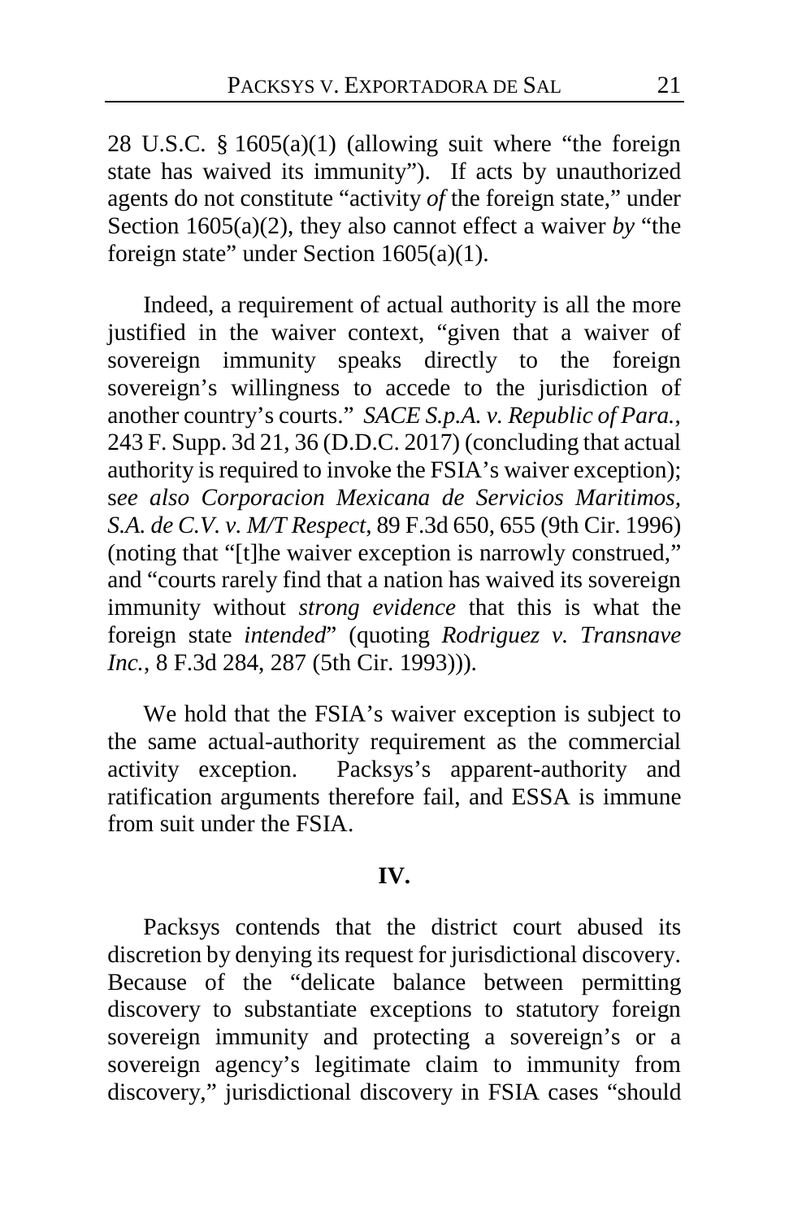28 U.S.C. § 1605(a)(1) (allowing suit where "the foreign state has waived its immunity"). If acts by unauthorized agents do not constitute "activity *of* the foreign state," under Section 1605(a)(2), they also cannot effect a waiver *by* "the foreign state" under Section 1605(a)(1).

Indeed, a requirement of actual authority is all the more justified in the waiver context, "given that a waiver of sovereign immunity speaks directly to the foreign sovereign's willingness to accede to the jurisdiction of another country's courts." *SACE S.p.A. v. Republic of Para.*, 243 F. Supp. 3d 21, 36 (D.D.C. 2017) (concluding that actual authority is required to invoke the FSIA's waiver exception); s*ee also Corporacion Mexicana de Servicios Maritimos, S.A. de C.V. v. M/T Respect*, 89 F.3d 650, 655 (9th Cir. 1996) (noting that "[t]he waiver exception is narrowly construed," and "courts rarely find that a nation has waived its sovereign immunity without *strong evidence* that this is what the foreign state *intended*" (quoting *Rodriguez v. Transnave Inc.*, 8 F.3d 284, 287 (5th Cir. 1993))).

We hold that the FSIA's waiver exception is subject to the same actual-authority requirement as the commercial activity exception. Packsys's apparent-authority and ratification arguments therefore fail, and ESSA is immune from suit under the FSIA.

## IV.

Packsys contends that the district court abused its discretion by denying its request for jurisdictional discovery. Because of the "delicate balance between permitting discovery to substantiate exceptions to statutory foreign sovereign immunity and protecting a sovereign's or a sovereign agency's legitimate claim to immunity from discovery," jurisdictional discovery in FSIA cases "should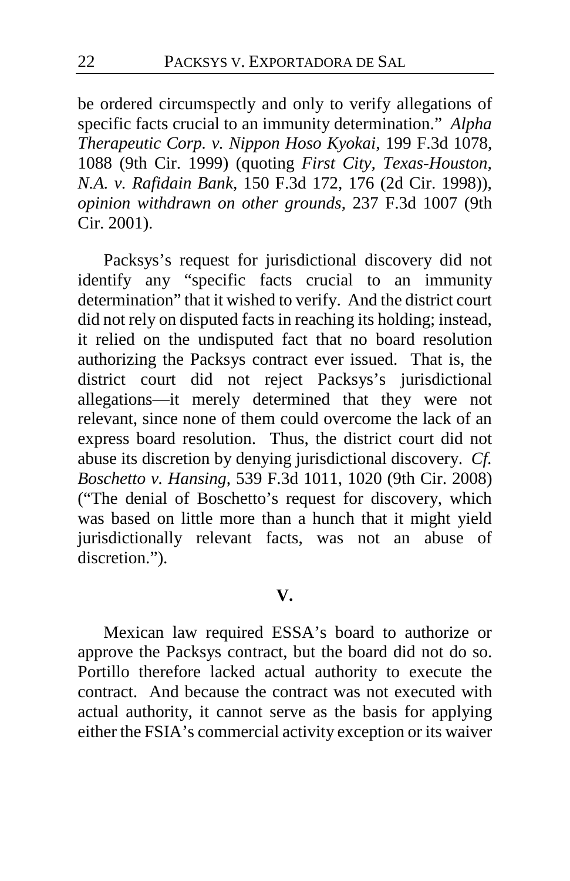be ordered circumspectly and only to verify allegations of specific facts crucial to an immunity determination." *Alpha Therapeutic Corp. v. Nippon Hoso Kyokai*, 199 F.3d 1078, 1088 (9th Cir. 1999) (quoting *First City, Texas-Houston, N.A. v. Rafidain Bank*, 150 F.3d 172, 176 (2d Cir. 1998)), *opinion withdrawn on other grounds*, 237 F.3d 1007 (9th Cir. 2001).

Packsys's request for jurisdictional discovery did not identify any "specific facts crucial to an immunity determination" that it wished to verify. And the district court did not rely on disputed facts in reaching its holding; instead, it relied on the undisputed fact that no board resolution authorizing the Packsys contract ever issued. That is, the district court did not reject Packsys's jurisdictional allegations—it merely determined that they were not relevant, since none of them could overcome the lack of an express board resolution. Thus, the district court did not abuse its discretion by denying jurisdictional discovery. *Cf. Boschetto v. Hansing*, 539 F.3d 1011, 1020 (9th Cir. 2008) ("The denial of Boschetto's request for discovery, which was based on little more than a hunch that it might yield jurisdictionally relevant facts, was not an abuse of discretion.").

## V.

Mexican law required ESSA's board to authorize or approve the Packsys contract, but the board did not do so. Portillo therefore lacked actual authority to execute the contract. And because the contract was not executed with actual authority, it cannot serve as the basis for applying either the FSIA's commercial activity exception or its waiver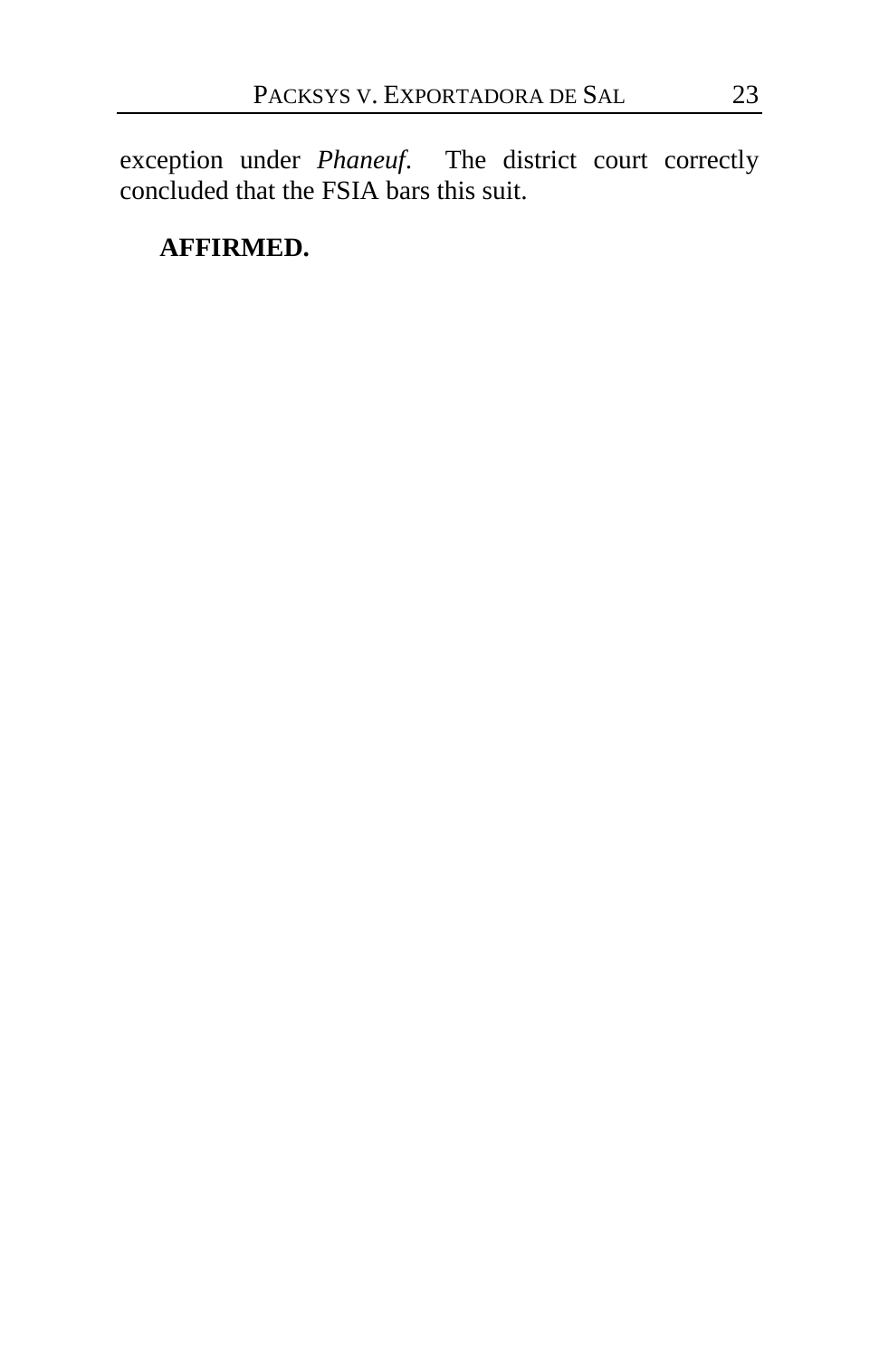exception under *Phaneuf*. The district court correctly concluded that the FSIA bars this suit.

**AFFIRMED.**